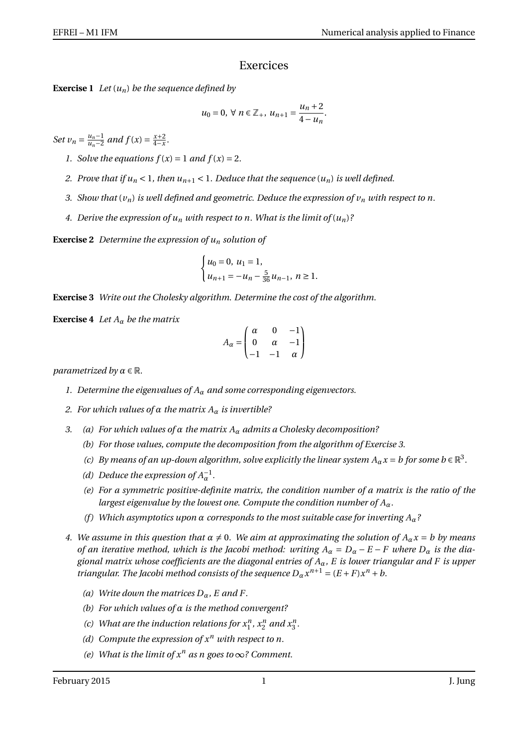# Exercices

**Exercise 1** *Let $(u_n)$ be the sequence defined by*

$$u_0 = 0,\ \forall\ n \in \mathbb{Z}_+,\ u_{n+1} = \frac{u_n + 2}{4 - u_n}.$$

*Set $v_n = \frac{u_n - 1}{u_n - 2}$ and $f(x) = \frac{x+2}{4-x}$.*

1. *Solve the equations $f(x) = 1$ and $f(x) = 2$.*
2. *Prove that if $u_n < 1$, then $u_{n+1} < 1$. Deduce that the sequence $(u_n)$ is well defined.*
3. *Show that $(v_n)$ is well defined and geometric. Deduce the expression of $v_n$ with respect to $n$.*
4. *Derive the expression of $u_n$ with respect to $n$. What is the limit of $(u_n)$?*

**Exercise 2** *Determine the expression of $u_n$ solution of*

$$\begin{cases} u_0 = 0,\ u_1 = 1, \\ u_{n+1} = -u_n - \frac{5}{36} u_{n-1},\ n \geq 1. \end{cases}$$

**Exercise 3** *Write out the Cholesky algorithm. Determine the cost of the algorithm.*

**Exercise 4** *Let $A_\alpha$ be the matrix*

$$A_\alpha = \begin{pmatrix} \alpha & 0 & -1 \\ 0 & \alpha & -1 \\ -1 & -1 & \alpha \end{pmatrix}$$

*parametrized by $\alpha \in \mathbb{R}$.*

1. *Determine the eigenvalues of $A_\alpha$ and some corresponding eigenvectors.*
2. *For which values of $\alpha$ the matrix $A_\alpha$ is invertible?*
3. 
   (a) *For which values of $\alpha$ the matrix $A_\alpha$ admits a Cholesky decomposition?*

   (b) *For those values, compute the decomposition from the algorithm of Exercise 3.*

   (c) *By means of an up-down algorithm, solve explicitly the linear system $A_\alpha x = b$ for some $b \in \mathbb{R}^3$.*

   (d) *Deduce the expression of $A_\alpha^{-1}$.*

   (e) *For a symmetric positive-definite matrix, the condition number of a matrix is the ratio of the largest eigenvalue by the lowest one. Compute the condition number of $A_\alpha$.*

   (f) *Which asymptotics upon $\alpha$ corresponds to the most suitable case for inverting $A_\alpha$?*
4. *We assume in this question that $\alpha \neq 0$. We aim at approximating the solution of $A_\alpha x = b$ by means of an iterative method, which is the Jacobi method: writing $A_\alpha = D_\alpha - E - F$ where $D_\alpha$ is the diagonal matrix whose coefficients are the diagonal entries of $A_\alpha$, $E$ is lower triangular and $F$ is upper triangular. The Jacobi method consists of the sequence $D_\alpha x^{n+1} = (E + F)x^n + b$.*

   (a) *Write down the matrices $D_\alpha$, $E$ and $F$.*

   (b) *For which values of $\alpha$ is the method convergent?*

   (c) *What are the induction relations for $x_1^n$, $x_2^n$ and $x_3^n$.*

   (d) *Compute the expression of $x^n$ with respect to $n$.*

   (e) *What is the limit of $x^n$ as $n$ goes to $\infty$? Comment.*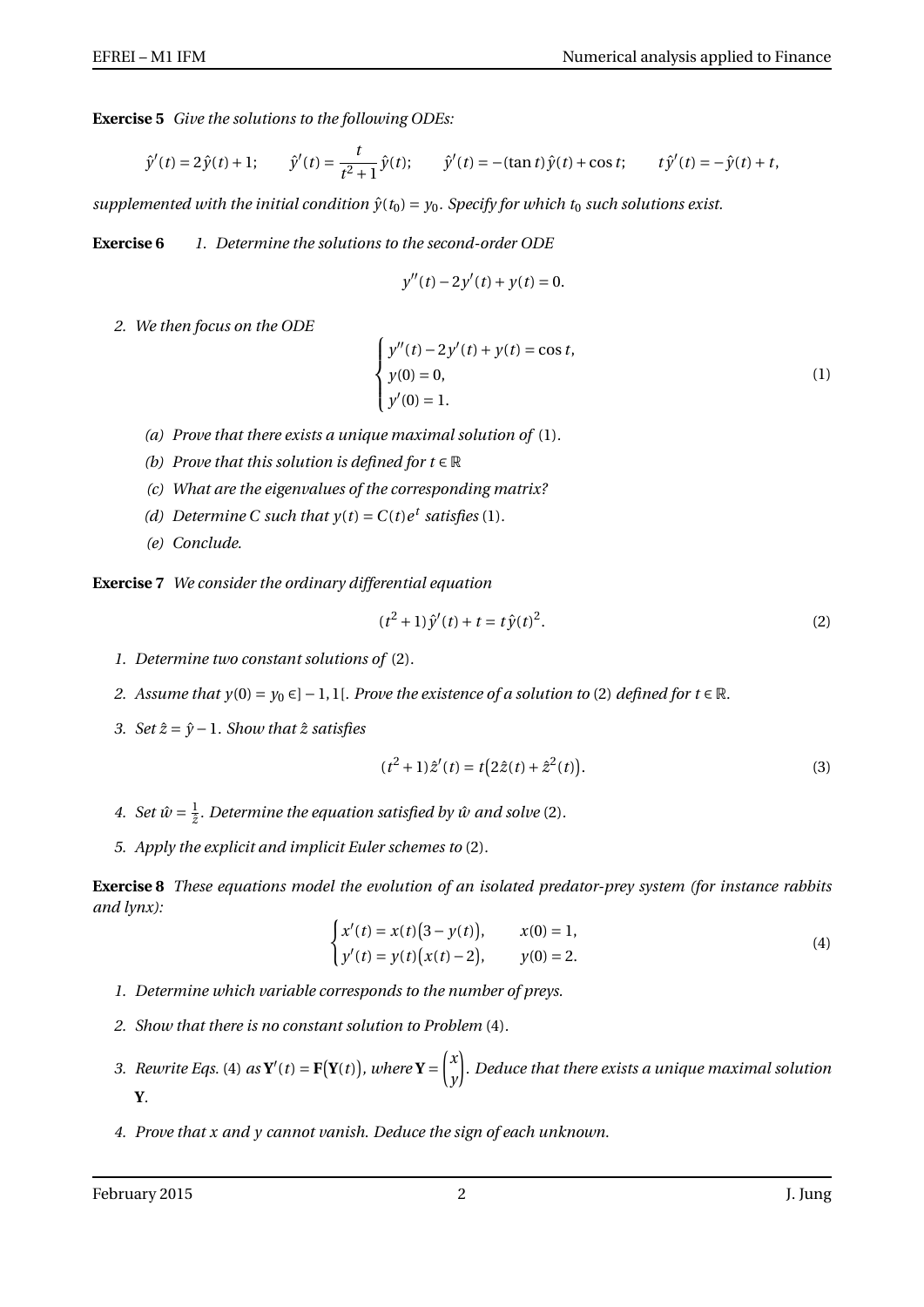**Exercise 5** *Give the solutions to the following ODEs:*

$$\hat{y}'(t) = 2\hat{y}(t) + 1; \qquad \hat{y}'(t) = \frac{t}{t^2+1}\hat{y}(t); \qquad \hat{y}'(t) = -(\tan t)\hat{y}(t) + \cos t; \qquad t\hat{y}'(t) = -\hat{y}(t) + t,$$

*supplemented with the initial condition $\hat{y}(t_0) = y_0$. Specify for which $t_0$ such solutions exist.*

**Exercise 6**

1. *Determine the solutions to the second-order ODE*

$$y''(t) - 2y'(t) + y(t) = 0.$$

2. *We then focus on the ODE*

$$\begin{cases} y''(t) - 2y'(t) + y(t) = \cos t, \\ y(0) = 0, \\ y'(0) = 1. \end{cases} \tag{1}$$

   (a) *Prove that there exists a unique maximal solution of* (1).

   (b) *Prove that this solution is defined for $t \in \mathbb{R}$*

   (c) *What are the eigenvalues of the corresponding matrix?*

   (d) *Determine $C$ such that $y(t) = C(t)e^t$ satisfies* (1).

   (e) *Conclude.*

**Exercise 7** *We consider the ordinary differential equation*

$$(t^2+1)\hat{y}'(t) + t = t\hat{y}(t)^2. \tag{2}$$

1. *Determine two constant solutions of* (2).
2. *Assume that $y(0) = y_0 \in ]-1,1[$. Prove the existence of a solution to* (2) *defined for $t \in \mathbb{R}$.*
3. *Set $\hat{z} = \hat{y} - 1$. Show that $\hat{z}$ satisfies*

$$(t^2+1)\hat{z}'(t) = t\big(2\hat{z}(t) + \hat{z}^2(t)\big). \tag{3}$$

4. *Set $\hat{w} = \frac{1}{\hat{z}}$. Determine the equation satisfied by $\hat{w}$ and solve* (2).
5. *Apply the explicit and implicit Euler schemes to* (2).

**Exercise 8** *These equations model the evolution of an isolated predator-prey system (for instance rabbits and lynx):*

$$\begin{cases} x'(t) = x(t)\big(3 - y(t)\big), & x(0) = 1, \\ y'(t) = y(t)\big(x(t) - 2\big), & y(0) = 2. \end{cases} \tag{4}$$

1. *Determine which variable corresponds to the number of preys.*
2. *Show that there is no constant solution to Problem* (4).
3. *Rewrite Eqs.* (4) *as $\mathbf{Y}'(t) = \mathbf{F}\big(\mathbf{Y}(t)\big)$, where $\mathbf{Y} = \begin{pmatrix} x \\ y \end{pmatrix}$. Deduce that there exists a unique maximal solution $\mathbf{Y}$.*
4. *Prove that $x$ and $y$ cannot vanish. Deduce the sign of each unknown.*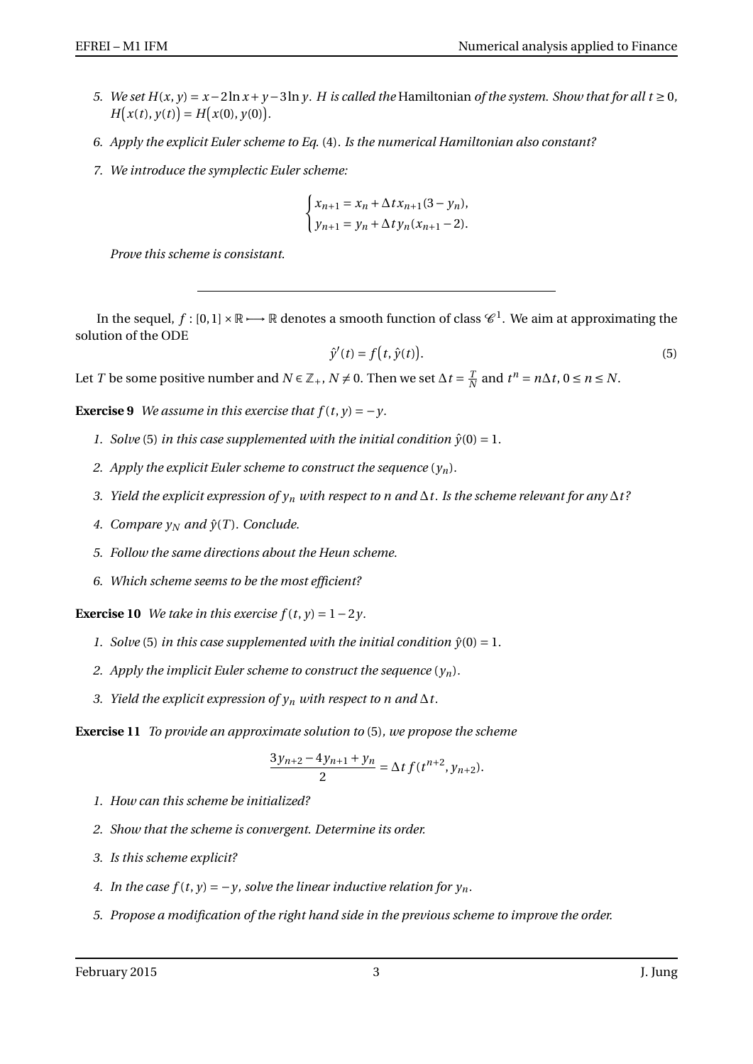5. *We set $H(x, y) = x - 2\ln x + y - 3\ln y$. $H$ is called the* Hamiltonian *of the system. Show that for all $t \geq 0$, $H\big(x(t), y(t)\big) = H\big(x(0), y(0)\big)$.*

6. *Apply the explicit Euler scheme to Eq. (4). Is the numerical Hamiltonian also constant?*

7. *We introduce the symplectic Euler scheme:*

$$\begin{cases} x_{n+1} = x_n + \Delta t\, x_{n+1}(3 - y_n), \\ y_{n+1} = y_n + \Delta t\, y_n(x_{n+1} - 2). \end{cases}$$

   *Prove this scheme is consistant.*

---

In the sequel, $f : [0,1] \times \mathbb{R} \longrightarrow \mathbb{R}$ denotes a smooth function of class $\mathscr{C}^1$. We aim at approximating the solution of the ODE

$$\hat{y}'(t) = f\big(t, \hat{y}(t)\big). \tag{5}$$

Let $T$ be some positive number and $N \in \mathbb{Z}_+$, $N \neq 0$. Then we set $\Delta t = \frac{T}{N}$ and $t^n = n\Delta t$, $0 \leq n \leq N$.

**Exercise 9** *We assume in this exercise that $f(t, y) = -y$.*

1. *Solve (5) in this case supplemented with the initial condition $\hat{y}(0) = 1$.*
2. *Apply the explicit Euler scheme to construct the sequence $(y_n)$.*
3. *Yield the explicit expression of $y_n$ with respect to $n$ and $\Delta t$. Is the scheme relevant for any $\Delta t$?*
4. *Compare $y_N$ and $\hat{y}(T)$. Conclude.*
5. *Follow the same directions about the Heun scheme.*
6. *Which scheme seems to be the most efficient?*

**Exercise 10** *We take in this exercise $f(t, y) = 1 - 2y$.*

1. *Solve (5) in this case supplemented with the initial condition $\hat{y}(0) = 1$.*
2. *Apply the implicit Euler scheme to construct the sequence $(y_n)$.*
3. *Yield the explicit expression of $y_n$ with respect to $n$ and $\Delta t$.*

**Exercise 11** *To provide an approximate solution to (5), we propose the scheme*

$$\frac{3y_{n+2} - 4y_{n+1} + y_n}{2} = \Delta t\, f(t^{n+2}, y_{n+2}).$$

1. *How can this scheme be initialized?*
2. *Show that the scheme is convergent. Determine its order.*
3. *Is this scheme explicit?*
4. *In the case $f(t, y) = -y$, solve the linear inductive relation for $y_n$.*
5. *Propose a modification of the right hand side in the previous scheme to improve the order.*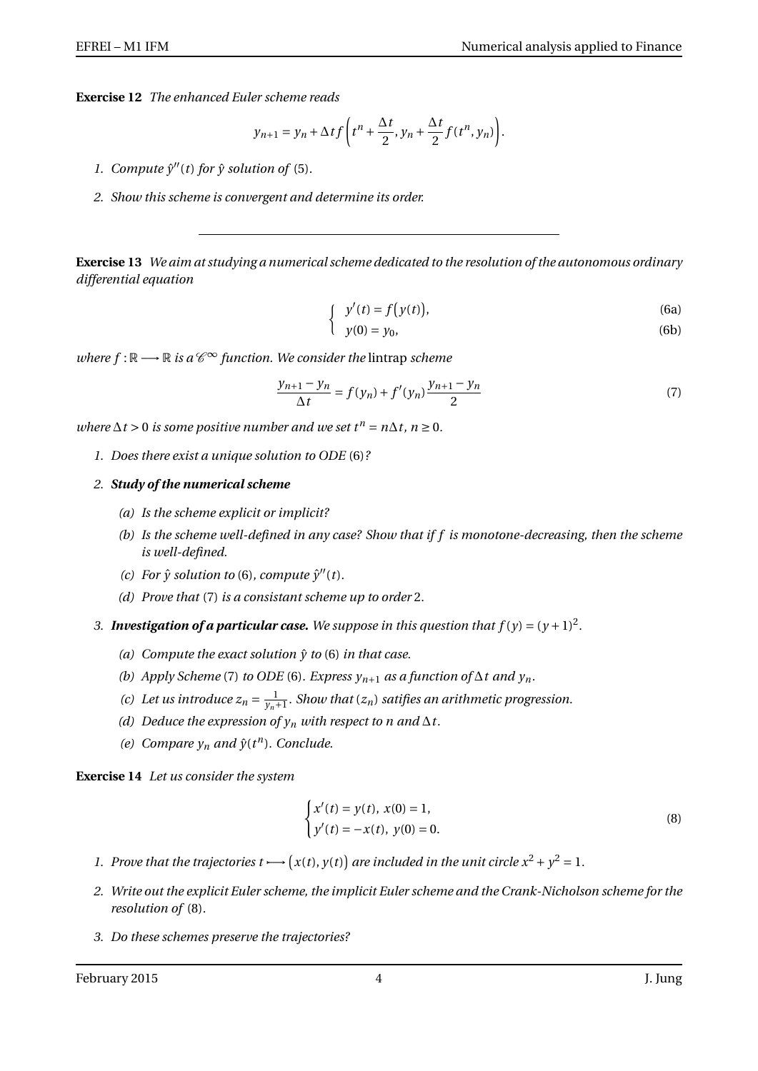**Exercise 12** *The enhanced Euler scheme reads*

$$y_{n+1} = y_n + \Delta t f\left(t^n + \frac{\Delta t}{2}, y_n + \frac{\Delta t}{2} f(t^n, y_n)\right).$$

1. *Compute $\hat{y}''(t)$ for $\hat{y}$ solution of* (5).
2. *Show this scheme is convergent and determine its order.*

---

**Exercise 13** *We aim at studying a numerical scheme dedicated to the resolution of the autonomous ordinary differential equation*

$$\begin{cases} y'(t) = f\big(y(t)\big), & \text{(6a)} \\ y(0) = y_0, & \text{(6b)} \end{cases}$$

*where $f : \mathbb{R} \longrightarrow \mathbb{R}$ is a $\mathscr{C}^\infty$ function. We consider the* lintrap *scheme*

$$\frac{y_{n+1} - y_n}{\Delta t} = f(y_n) + f'(y_n) \frac{y_{n+1} - y_n}{2} \tag{7}$$

*where $\Delta t > 0$ is some positive number and we set $t^n = n\Delta t$, $n \geq 0$.*

1. *Does there exist a unique solution to ODE* (6)*?*
2. ***Study of the numerical scheme***
   (a) *Is the scheme explicit or implicit?*
   (b) *Is the scheme well-defined in any case? Show that if $f$ is monotone-decreasing, then the scheme is well-defined.*
   (c) *For $\hat{y}$ solution to* (6)*, compute $\hat{y}''(t)$.*
   (d) *Prove that* (7) *is a consistant scheme up to order* 2*.*
3. ***Investigation of a particular case.*** *We suppose in this question that $f(y) = (y+1)^2$.*
   (a) *Compute the exact solution $\hat{y}$ to* (6) *in that case.*
   (b) *Apply Scheme* (7) *to ODE* (6)*. Express $y_{n+1}$ as a function of $\Delta t$ and $y_n$.*
   (c) *Let us introduce $z_n = \frac{1}{y_n + 1}$. Show that $(z_n)$ satifies an arithmetic progression.*
   (d) *Deduce the expression of $y_n$ with respect to $n$ and $\Delta t$.*
   (e) *Compare $y_n$ and $\hat{y}(t^n)$. Conclude.*

**Exercise 14** *Let us consider the system*

$$\begin{cases} x'(t) = y(t),\ x(0) = 1, \\ y'(t) = -x(t),\ y(0) = 0. \end{cases} \tag{8}$$

1. *Prove that the trajectories $t \longmapsto \big(x(t), y(t)\big)$ are included in the unit circle $x^2 + y^2 = 1$.*
2. *Write out the explicit Euler scheme, the implicit Euler scheme and the Crank-Nicholson scheme for the resolution of* (8)*.*
3. *Do these schemes preserve the trajectories?*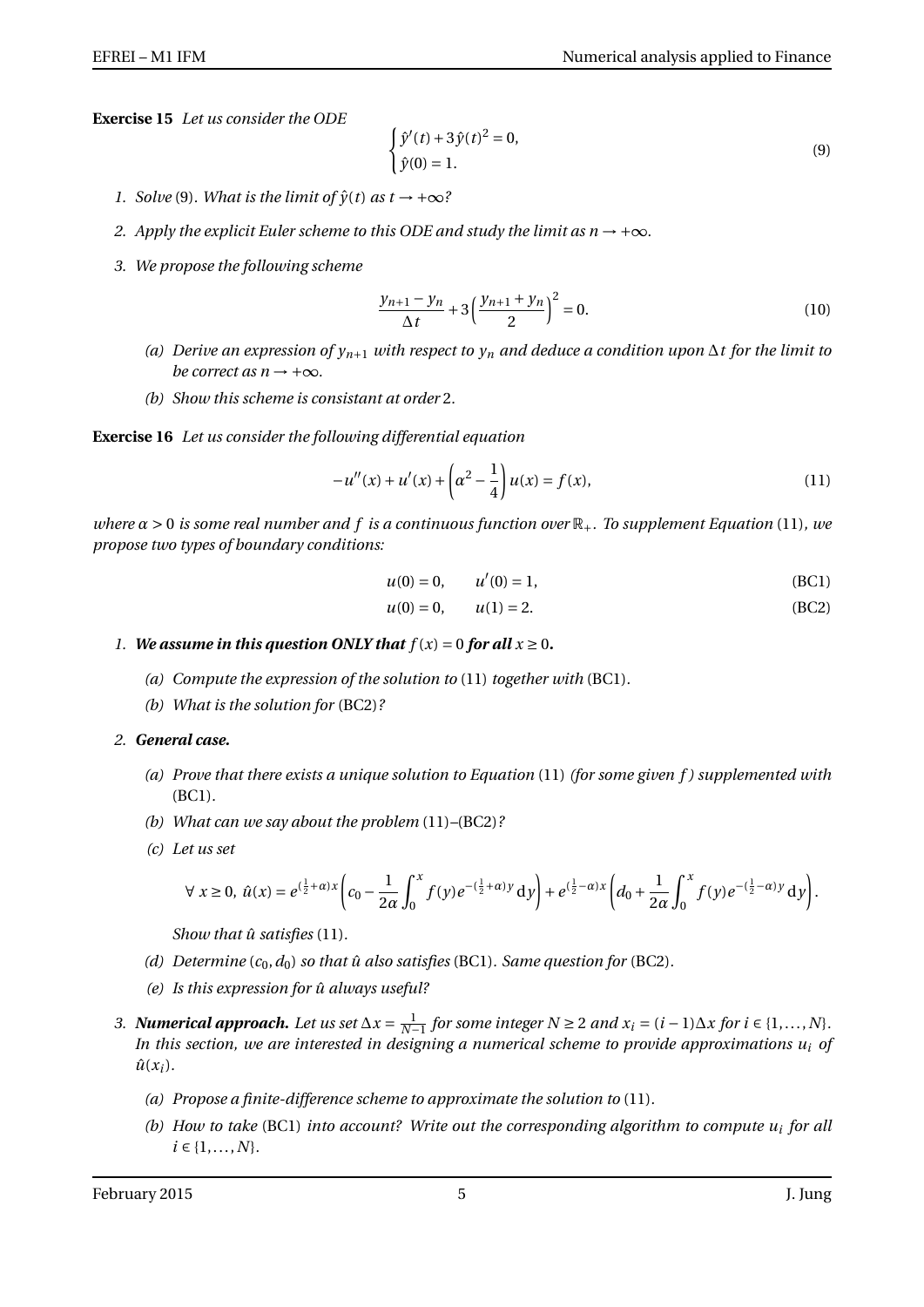**Exercise 15** *Let us consider the ODE*

$$\begin{cases} \hat{y}'(t) + 3\hat{y}(t)^2 = 0, \\ \hat{y}(0) = 1. \end{cases} \tag{9}$$

1. *Solve* (9)*. What is the limit of $\hat{y}(t)$ as $t \to +\infty$?*
2. *Apply the explicit Euler scheme to this ODE and study the limit as $n \to +\infty$.*
3. *We propose the following scheme*

$$\frac{y_{n+1} - y_n}{\Delta t} + 3\left(\frac{y_{n+1} + y_n}{2}\right)^2 = 0. \tag{10}$$

   (a) *Derive an expression of $y_{n+1}$ with respect to $y_n$ and deduce a condition upon $\Delta t$ for the limit to be correct as $n \to +\infty$.*

   (b) *Show this scheme is consistant at order* 2*.*

**Exercise 16** *Let us consider the following differential equation*

$$-u''(x) + u'(x) + \left(\alpha^2 - \frac{1}{4}\right)u(x) = f(x), \tag{11}$$

*where $\alpha > 0$ is some real number and $f$ is a continuous function over $\mathbb{R}_+$. To supplement Equation* (11)*, we propose two types of boundary conditions:*

$$u(0) = 0, \qquad u'(0) = 1, \tag{BC1}$$

$$u(0) = 0, \qquad u(1) = 2. \tag{BC2}$$

1. ***We assume in this question ONLY that $f(x) = 0$ for all $x \geq 0$.***

   (a) *Compute the expression of the solution to* (11) *together with* (BC1)*.*

   (b) *What is the solution for* (BC2)*?*

2. ***General case.***

   (a) *Prove that there exists a unique solution to Equation* (11) *(for some given $f$) supplemented with* (BC1)*.*

   (b) *What can we say about the problem* (11)–(BC2)*?*

   (c) *Let us set*

$$\forall\ x \geq 0,\ \hat{u}(x) = e^{(\frac{1}{2}+\alpha)x}\left(c_0 - \frac{1}{2\alpha}\int_0^x f(y)e^{-(\frac{1}{2}+\alpha)y}\,\mathrm{d}y\right) + e^{(\frac{1}{2}-\alpha)x}\left(d_0 + \frac{1}{2\alpha}\int_0^x f(y)e^{-(\frac{1}{2}-\alpha)y}\,\mathrm{d}y\right).$$

   *Show that $\hat{u}$ satisfies* (11)*.*

   (d) *Determine $(c_0, d_0)$ so that $\hat{u}$ also satisfies* (BC1)*. Same question for* (BC2)*.*

   (e) *Is this expression for $\hat{u}$ always useful?*

3. ***Numerical approach.*** *Let us set $\Delta x = \frac{1}{N-1}$ for some integer $N \geq 2$ and $x_i = (i-1)\Delta x$ for $i \in \{1, \ldots, N\}$. In this section, we are interested in designing a numerical scheme to provide approximations $u_i$ of $\hat{u}(x_i)$.*

   (a) *Propose a finite-difference scheme to approximate the solution to* (11)*.*

   (b) *How to take* (BC1) *into account? Write out the corresponding algorithm to compute $u_i$ for all $i \in \{1, \ldots, N\}$.*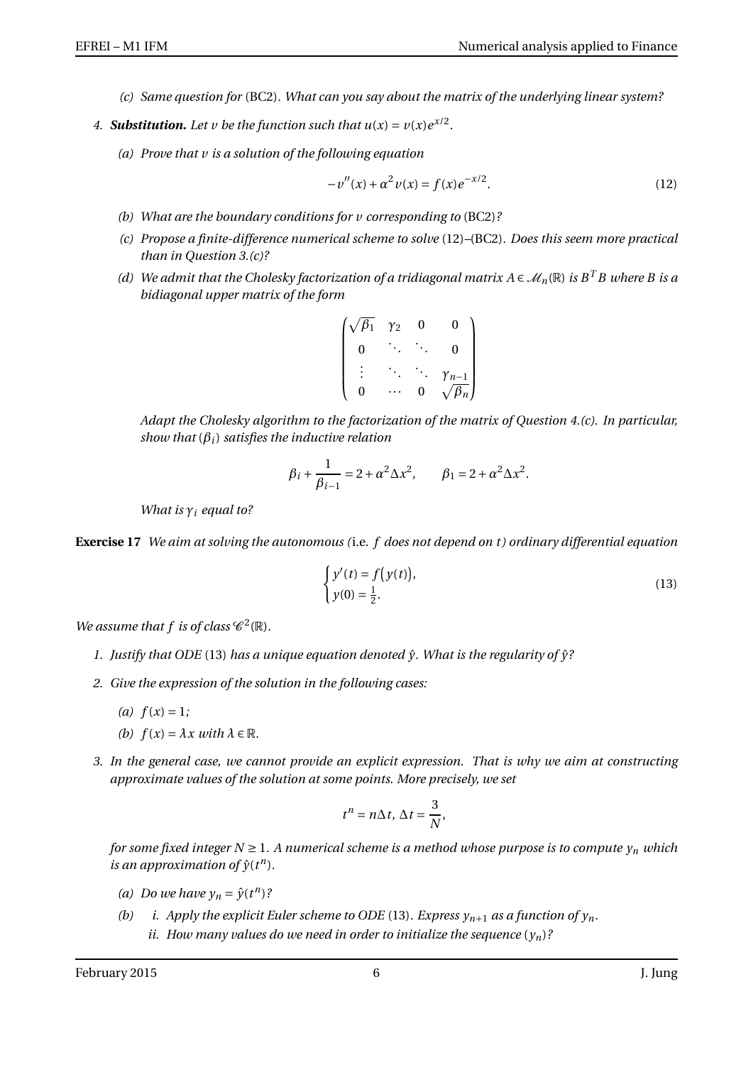(c) *Same question for* (BC2). *What can you say about the matrix of the underlying linear system?*

4. ***Substitution.*** *Let $v$ be the function such that $u(x) = v(x)e^{x/2}$.*

   (a) *Prove that $v$ is a solution of the following equation*

$$-v''(x) + \alpha^2 v(x) = f(x)e^{-x/2}. \tag{12}$$

   (b) *What are the boundary conditions for $v$ corresponding to* (BC2)*?*

   (c) *Propose a finite-difference numerical scheme to solve* (12)–(BC2). *Does this seem more practical than in Question 3.(c)?*

   (d) *We admit that the Cholesky factorization of a tridiagonal matrix $A \in \mathcal{M}_n(\mathbb{R})$ is $B^T B$ where $B$ is a bidiagonal upper matrix of the form*

$$\begin{pmatrix} \sqrt{\beta_1} & \gamma_2 & 0 & 0 \\ 0 & \ddots & \ddots & 0 \\ \vdots & \ddots & \ddots & \gamma_{n-1} \\ 0 & \cdots & 0 & \sqrt{\beta_n} \end{pmatrix}$$

   *Adapt the Cholesky algorithm to the factorization of the matrix of Question 4.(c). In particular, show that $(\beta_i)$ satisfies the inductive relation*

$$\beta_i + \frac{1}{\beta_{i-1}} = 2 + \alpha^2 \Delta x^2, \qquad \beta_1 = 2 + \alpha^2 \Delta x^2.$$

   *What is $\gamma_i$ equal to?*

**Exercise 17** *We aim at solving the autonomous (*i.e. *$f$ does not depend on $t$) ordinary differential equation*

$$\begin{cases} y'(t) = f\big(y(t)\big), \\ y(0) = \frac{1}{2}. \end{cases} \tag{13}$$

*We assume that $f$ is of class $\mathscr{C}^2(\mathbb{R})$.*

1. *Justify that ODE* (13) *has a unique equation denoted $\hat{y}$. What is the regularity of $\hat{y}$?*

2. *Give the expression of the solution in the following cases:*

   (a) *$f(x) = 1$;*

   (b) *$f(x) = \lambda x$ with $\lambda \in \mathbb{R}$.*

3. *In the general case, we cannot provide an explicit expression. That is why we aim at constructing approximate values of the solution at some points. More precisely, we set*

$$t^n = n\Delta t, \ \Delta t = \frac{3}{N},$$

   *for some fixed integer $N \geq 1$. A numerical scheme is a method whose purpose is to compute $y_n$ which is an approximation of $\hat{y}(t^n)$.*

   (a) *Do we have $y_n = \hat{y}(t^n)$?*

   (b) i. *Apply the explicit Euler scheme to ODE* (13). *Express $y_{n+1}$ as a function of $y_n$.*

      ii. *How many values do we need in order to initialize the sequence $(y_n)$?*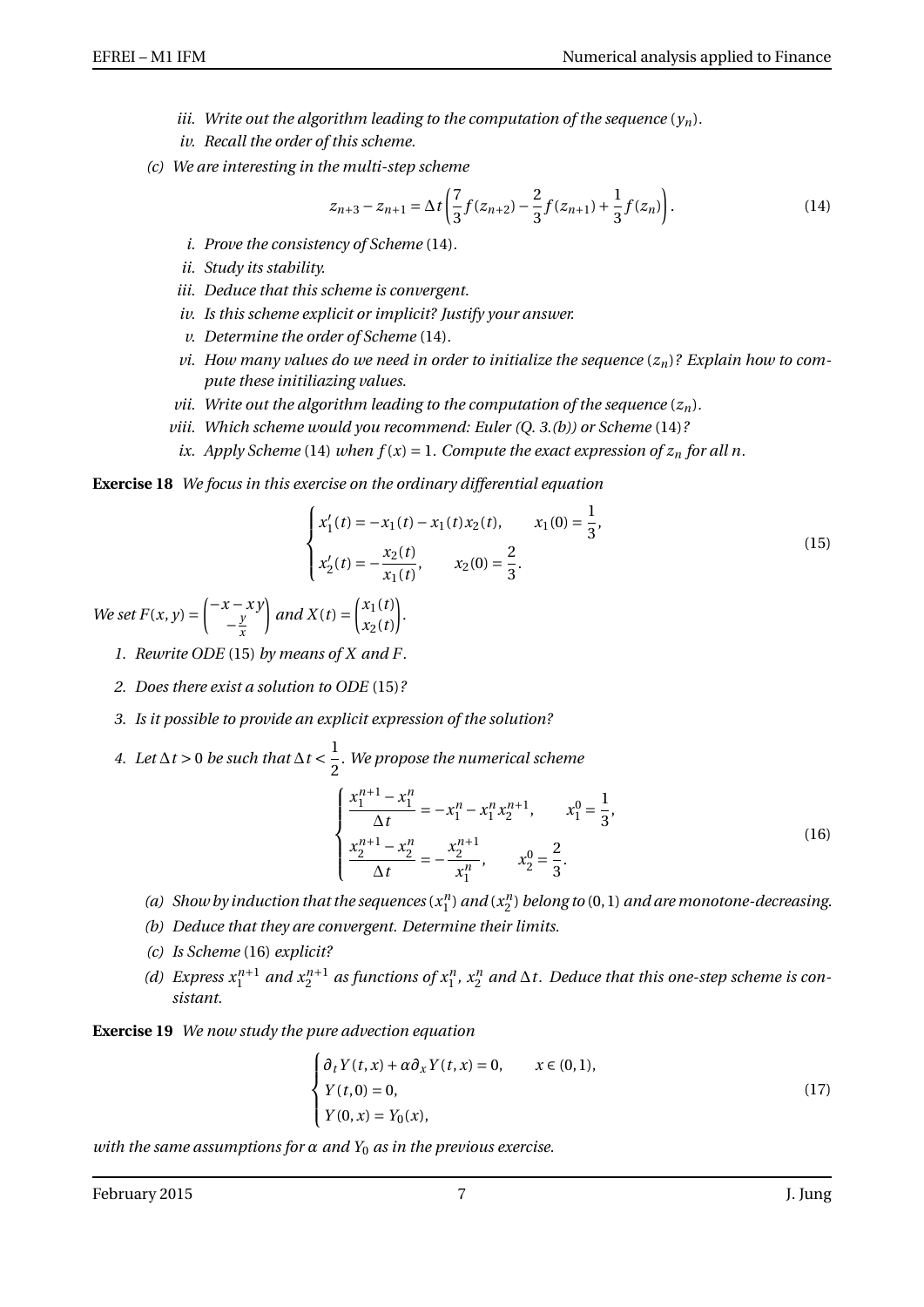*iii. Write out the algorithm leading to the computation of the sequence $(y_n)$.*

*iv. Recall the order of this scheme.*

*(c) We are interesting in the multi-step scheme*

$$z_{n+3} - z_{n+1} = \Delta t \left( \frac{7}{3} f(z_{n+2}) - \frac{2}{3} f(z_{n+1}) + \frac{1}{3} f(z_n) \right). \tag{14}$$

*i. Prove the consistency of Scheme (14).*

*ii. Study its stability.*

*iii. Deduce that this scheme is convergent.*

*iv. Is this scheme explicit or implicit? Justify your answer.*

*v. Determine the order of Scheme (14).*

*vi. How many values do we need in order to initialize the sequence $(z_n)$? Explain how to compute these initiliazing values.*

*vii. Write out the algorithm leading to the computation of the sequence $(z_n)$.*

*viii. Which scheme would you recommend: Euler (Q. 3.(b)) or Scheme (14)?*

*ix. Apply Scheme (14) when $f(x) = 1$. Compute the exact expression of $z_n$ for all $n$.*

**Exercise 18** *We focus in this exercise on the ordinary differential equation*

$$\begin{cases} x_1'(t) = -x_1(t) - x_1(t)x_2(t), & x_1(0) = \dfrac{1}{3}, \\ x_2'(t) = -\dfrac{x_2(t)}{x_1(t)}, & x_2(0) = \dfrac{2}{3}. \end{cases} \tag{15}$$

*We set $F(x, y) = \begin{pmatrix} -x - xy \\ -\frac{y}{x} \end{pmatrix}$ and $X(t) = \begin{pmatrix} x_1(t) \\ x_2(t) \end{pmatrix}$.*

1. *Rewrite ODE (15) by means of $X$ and $F$.*

2. *Does there exist a solution to ODE (15)?*

3. *Is it possible to provide an explicit expression of the solution?*

4. *Let $\Delta t > 0$ be such that $\Delta t < \dfrac{1}{2}$. We propose the numerical scheme*

$$\begin{cases} \dfrac{x_1^{n+1} - x_1^n}{\Delta t} = -x_1^n - x_1^n x_2^{n+1}, & x_1^0 = \dfrac{1}{3}, \\ \dfrac{x_2^{n+1} - x_2^n}{\Delta t} = -\dfrac{x_2^{n+1}}{x_1^n}, & x_2^0 = \dfrac{2}{3}. \end{cases} \tag{16}$$

   *(a) Show by induction that the sequences $(x_1^n)$ and $(x_2^n)$ belong to $(0, 1)$ and are monotone-decreasing.*

   *(b) Deduce that they are convergent. Determine their limits.*

   *(c) Is Scheme (16) explicit?*

   *(d) Express $x_1^{n+1}$ and $x_2^{n+1}$ as functions of $x_1^n$, $x_2^n$ and $\Delta t$. Deduce that this one-step scheme is consistant.*

**Exercise 19** *We now study the pure advection equation*

$$\begin{cases} \partial_t Y(t, x) + \alpha \partial_x Y(t, x) = 0, & x \in (0, 1), \\ Y(t, 0) = 0, \\ Y(0, x) = Y_0(x), \end{cases} \tag{17}$$

*with the same assumptions for $\alpha$ and $Y_0$ as in the previous exercise.*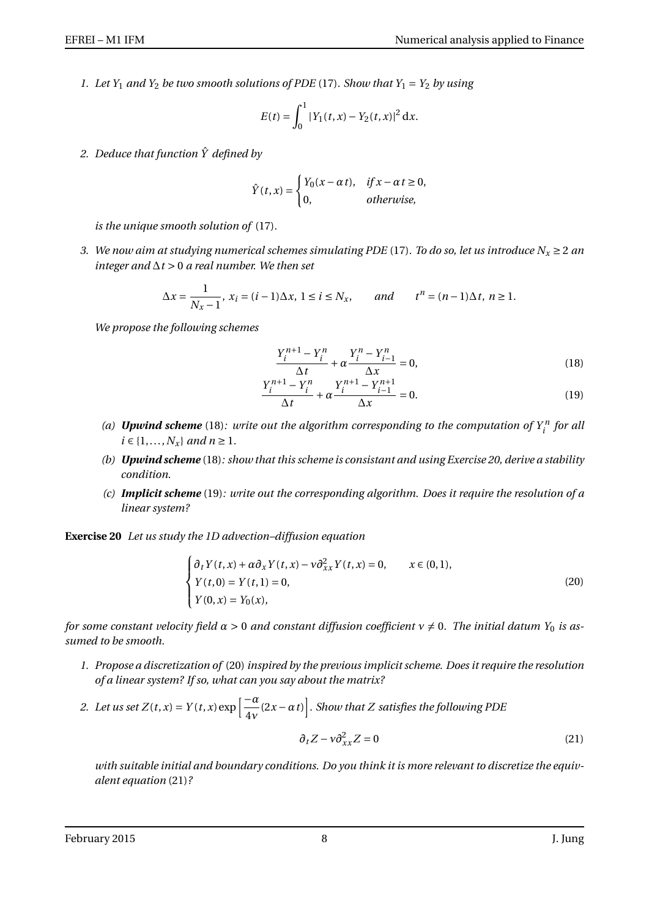1. *Let $Y_1$ and $Y_2$ be two smooth solutions of PDE* (17). *Show that $Y_1 = Y_2$ by using*

$$E(t) = \int_0^1 |Y_1(t,x) - Y_2(t,x)|^2 \, \mathrm{d}x.$$

2. *Deduce that function $\hat{Y}$ defined by*

$$\hat{Y}(t,x) = \begin{cases} Y_0(x - \alpha t), & \text{if } x - \alpha t \geq 0, \\ 0, & \text{otherwise,} \end{cases}$$

*is the unique smooth solution of* (17).

3. *We now aim at studying numerical schemes simulating PDE* (17). *To do so, let us introduce $N_x \geq 2$ an integer and $\Delta t > 0$ a real number. We then set*

$$\Delta x = \frac{1}{N_x - 1}, \; x_i = (i-1)\Delta x, \; 1 \leq i \leq N_x, \qquad \text{and} \qquad t^n = (n-1)\Delta t, \; n \geq 1.$$

*We propose the following schemes*

$$\frac{Y_i^{n+1} - Y_i^n}{\Delta t} + \alpha \frac{Y_i^n - Y_{i-1}^n}{\Delta x} = 0, \tag{18}$$

$$\frac{Y_i^{n+1} - Y_i^n}{\Delta t} + \alpha \frac{Y_i^{n+1} - Y_{i-1}^{n+1}}{\Delta x} = 0. \tag{19}$$

   (a) ***Upwind scheme*** (18)*: write out the algorithm corresponding to the computation of $Y_i^n$ for all $i \in \{1, \ldots, N_x\}$ and $n \geq 1$.*

   (b) ***Upwind scheme*** (18)*: show that this scheme is consistant and using Exercise 20, derive a stability condition.*

   (c) ***Implicit scheme*** (19)*: write out the corresponding algorithm. Does it require the resolution of a linear system?*

**Exercise 20** *Let us study the 1D advection–diffusion equation*

$$\begin{cases} \partial_t Y(t,x) + \alpha \partial_x Y(t,x) - \nu \partial_{xx}^2 Y(t,x) = 0, \qquad x \in (0,1), \\ Y(t,0) = Y(t,1) = 0, \\ Y(0,x) = Y_0(x), \end{cases} \tag{20}$$

*for some constant velocity field $\alpha > 0$ and constant diffusion coefficient $\nu \neq 0$. The initial datum $Y_0$ is assumed to be smooth.*

1. *Propose a discretization of* (20) *inspired by the previous implicit scheme. Does it require the resolution of a linear system? If so, what can you say about the matrix?*

2. *Let us set $Z(t,x) = Y(t,x) \exp\left[\frac{-\alpha}{4\nu}(2x - \alpha t)\right]$. Show that $Z$ satisfies the following PDE*

$$\partial_t Z - \nu \partial_{xx}^2 Z = 0 \tag{21}$$

*with suitable initial and boundary conditions. Do you think it is more relevant to discretize the equivalent equation* (21)*?*